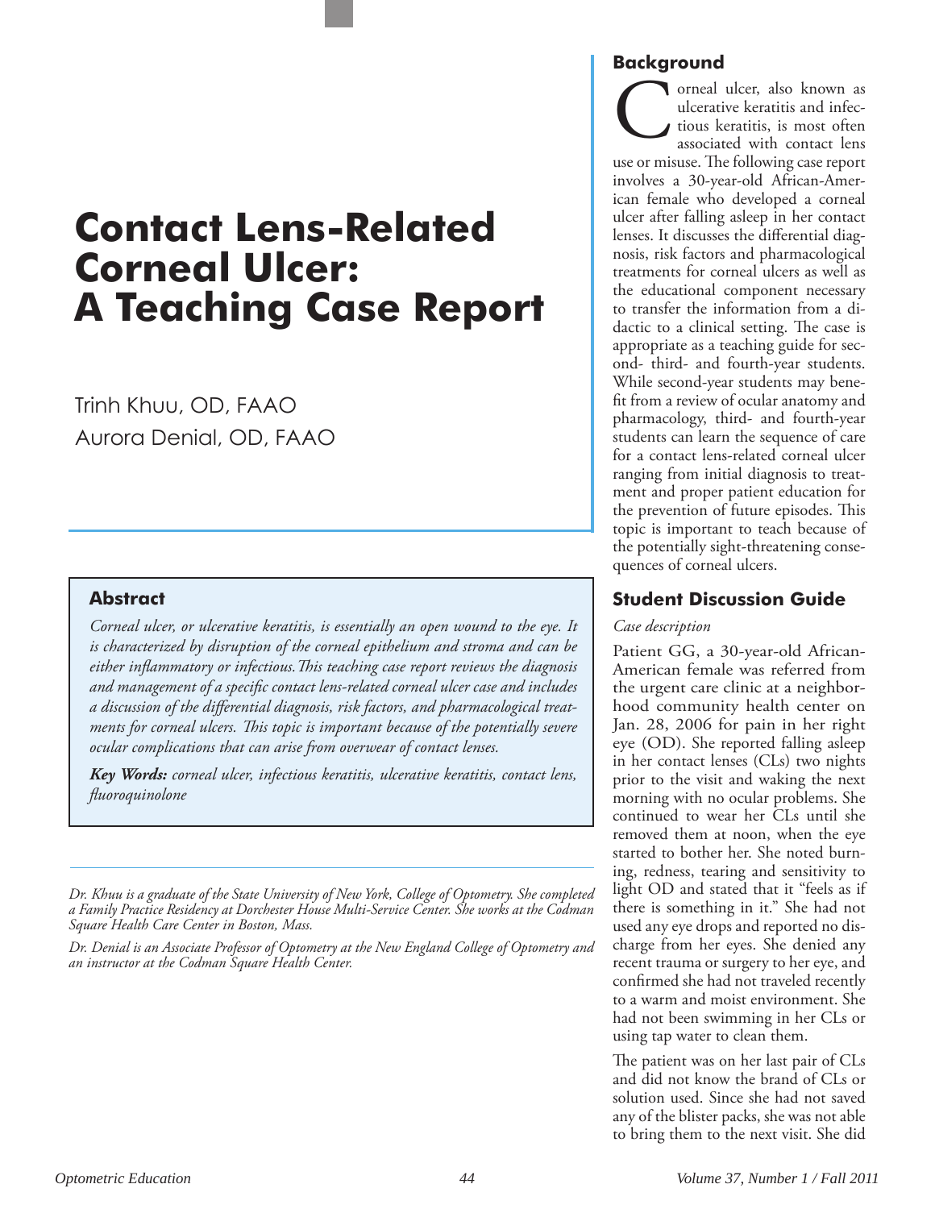# Contact Lens-Related Corneal Ulcer: A Teaching Case Report

Trinh Khuu, OD, FAAO
Aurora Denial, OD, FAAO

## Abstract

*Corneal ulcer, or ulcerative keratitis, is essentially an open wound to the eye. It is characterized by disruption of the corneal epithelium and stroma and can be either inflammatory or infectious. This teaching case report reviews the diagnosis and management of a specific contact lens-related corneal ulcer case and includes a discussion of the differential diagnosis, risk factors, and pharmacological treatments for corneal ulcers. This topic is important because of the potentially severe ocular complications that can arise from overwear of contact lenses.*

***Key Words:*** *corneal ulcer, infectious keratitis, ulcerative keratitis, contact lens, fluoroquinolone*

*Dr. Khuu is a graduate of the State University of New York, College of Optometry. She completed a Family Practice Residency at Dorchester House Multi-Service Center. She works at the Codman Square Health Care Center in Boston, Mass.*

*Dr. Denial is an Associate Professor of Optometry at the New England College of Optometry and an instructor at the Codman Square Health Center.*

## Background

Corneal ulcer, also known as ulcerative keratitis and infectious keratitis, is most often associated with contact lens use or misuse. The following case report involves a 30-year-old African-American female who developed a corneal ulcer after falling asleep in her contact lenses. It discusses the differential diagnosis, risk factors and pharmacological treatments for corneal ulcers as well as the educational component necessary to transfer the information from a didactic to a clinical setting. The case is appropriate as a teaching guide for second- third- and fourth-year students. While second-year students may benefit from a review of ocular anatomy and pharmacology, third- and fourth-year students can learn the sequence of care for a contact lens-related corneal ulcer ranging from initial diagnosis to treatment and proper patient education for the prevention of future episodes. This topic is important to teach because of the potentially sight-threatening consequences of corneal ulcers.

## Student Discussion Guide

*Case description*

Patient GG, a 30-year-old African-American female was referred from the urgent care clinic at a neighborhood community health center on Jan. 28, 2006 for pain in her right eye (OD). She reported falling asleep in her contact lenses (CLs) two nights prior to the visit and waking the next morning with no ocular problems. She continued to wear her CLs until she removed them at noon, when the eye started to bother her. She noted burning, redness, tearing and sensitivity to light OD and stated that it "feels as if there is something in it." She had not used any eye drops and reported no discharge from her eyes. She denied any recent trauma or surgery to her eye, and confirmed she had not traveled recently to a warm and moist environment. She had not been swimming in her CLs or using tap water to clean them.

The patient was on her last pair of CLs and did not know the brand of CLs or solution used. Since she had not saved any of the blister packs, she was not able to bring them to the next visit. She did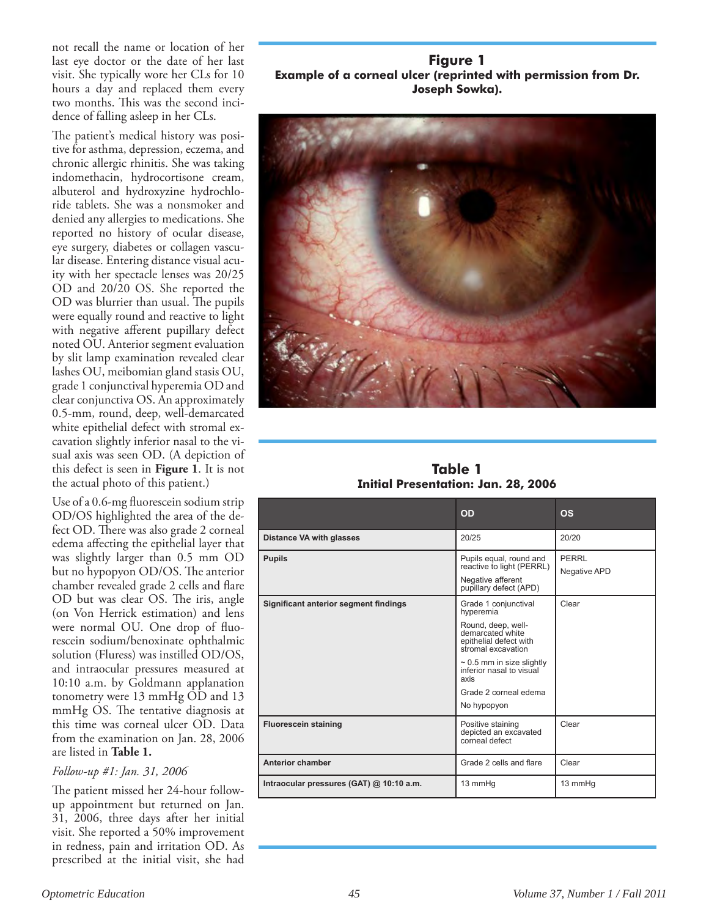not recall the name or location of her last eye doctor or the date of her last visit. She typically wore her CLs for 10 hours a day and replaced them every two months. This was the second incidence of falling asleep in her CLs.

The patient's medical history was positive for asthma, depression, eczema, and chronic allergic rhinitis. She was taking indomethacin, hydrocortisone cream, albuterol and hydroxyzine hydrochloride tablets. She was a nonsmoker and denied any allergies to medications. She reported no history of ocular disease, eye surgery, diabetes or collagen vascular disease. Entering distance visual acuity with her spectacle lenses was 20/25 OD and 20/20 OS. She reported the OD was blurrier than usual. The pupils were equally round and reactive to light with negative afferent pupillary defect noted OU. Anterior segment evaluation by slit lamp examination revealed clear lashes OU, meibomian gland stasis OU, grade 1 conjunctival hyperemia OD and clear conjunctiva OS. An approximately 0.5-mm, round, deep, well-demarcated white epithelial defect with stromal excavation slightly inferior nasal to the visual axis was seen OD. (A depiction of this defect is seen in **Figure 1**. It is not the actual photo of this patient.)

Use of a 0.6-mg fluorescein sodium strip OD/OS highlighted the area of the defect OD. There was also grade 2 corneal edema affecting the epithelial layer that was slightly larger than 0.5 mm OD but no hypopyon OD/OS. The anterior chamber revealed grade 2 cells and flare OD but was clear OS. The iris, angle (on Von Herrick estimation) and lens were normal OU. One drop of fluorescein sodium/benoxinate ophthalmic solution (Fluress) was instilled OD/OS, and intraocular pressures measured at 10:10 a.m. by Goldmann applanation tonometry were 13 mmHg OD and 13 mmHg OS. The tentative diagnosis at this time was corneal ulcer OD. Data from the examination on Jan. 28, 2006 are listed in **Table 1.**

**Figure 1**
**Example of a corneal ulcer (reprinted with permission from Dr. Joseph Sowka).**

**Table 1**
**Initial Presentation: Jan. 28, 2006**

| | OD | OS |
|---|---|---|
| **Distance VA with glasses** | 20/25 | 20/20 |
| **Pupils** | Pupils equal, round and reactive to light (PERRL) Negative afferent pupillary defect (APD) | PERRL Negative APD |
| **Significant anterior segment findings** | Grade 1 conjunctival hyperemia Round, deep, well-demarcated white epithelial defect with stromal excavation ~ 0.5 mm in size slightly inferior nasal to visual axis Grade 2 corneal edema No hypopyon | Clear |
| **Fluorescein staining** | Positive staining depicted an excavated corneal defect | Clear |
| **Anterior chamber** | Grade 2 cells and flare | Clear |
| **Intraocular pressures (GAT) @ 10:10 a.m.** | 13 mmHg | 13 mmHg |

### *Follow-up #1: Jan. 31, 2006*

The patient missed her 24-hour follow-up appointment but returned on Jan. 31, 2006, three days after her initial visit. She reported a 50% improvement in redness, pain and irritation OD. As prescribed at the initial visit, she had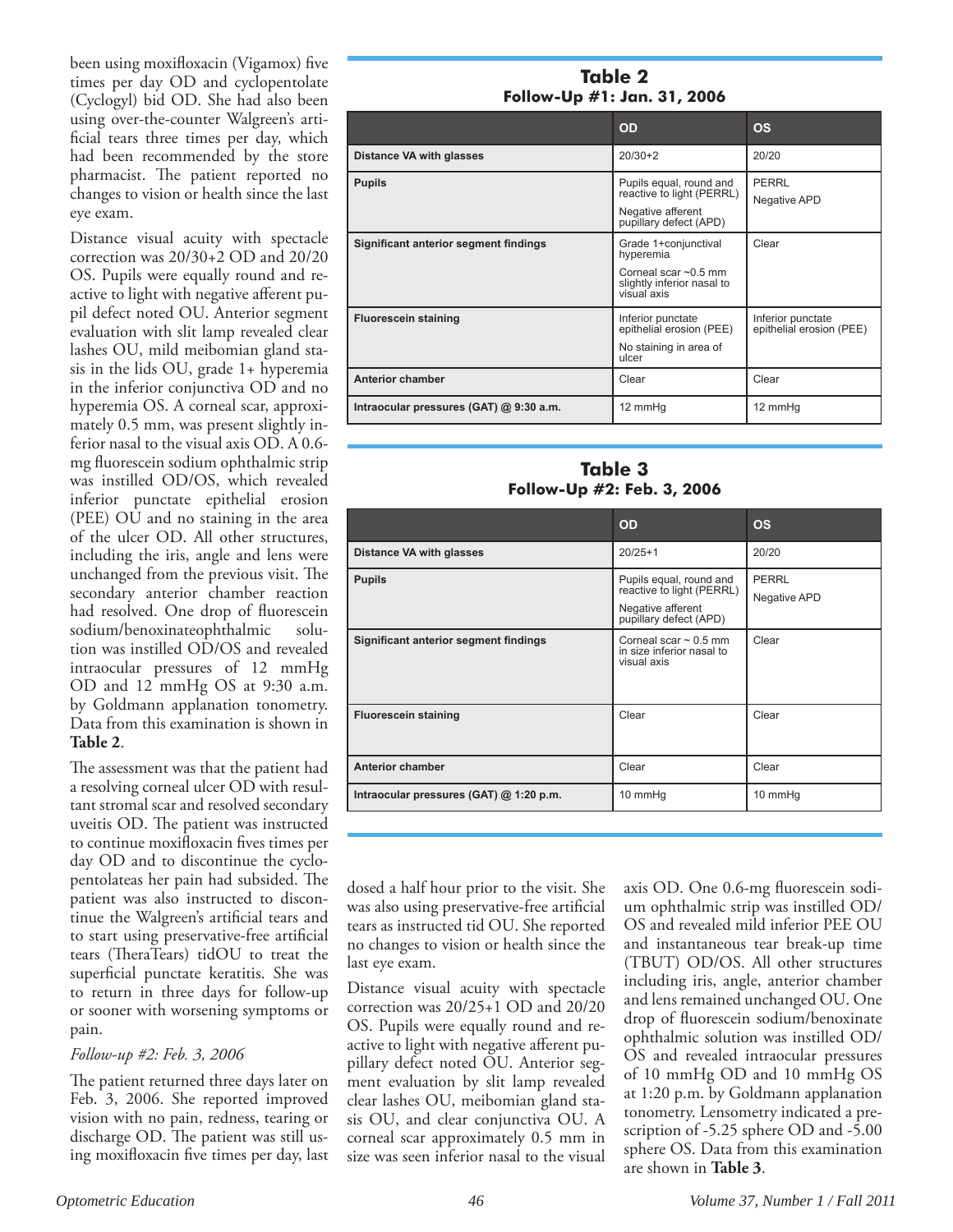been using moxifloxacin (Vigamox) five times per day OD and cyclopentolate (Cyclogyl) bid OD. She had also been using over-the-counter Walgreen's artificial tears three times per day, which had been recommended by the store pharmacist. The patient reported no changes to vision or health since the last eye exam.

Distance visual acuity with spectacle correction was 20/30+2 OD and 20/20 OS. Pupils were equally round and reactive to light with negative afferent pupil defect noted OU. Anterior segment evaluation with slit lamp revealed clear lashes OU, mild meibomian gland stasis in the lids OU, grade 1+ hyperemia in the inferior conjunctiva OD and no hyperemia OS. A corneal scar, approximately 0.5 mm, was present slightly inferior nasal to the visual axis OD. A 0.6-mg fluorescein sodium ophthalmic strip was instilled OD/OS, which revealed inferior punctate epithelial erosion (PEE) OU and no staining in the area of the ulcer OD. All other structures, including the iris, angle and lens were unchanged from the previous visit. The secondary anterior chamber reaction had resolved. One drop of fluorescein sodium/benoxinateophthalmic solution was instilled OD/OS and revealed intraocular pressures of 12 mmHg OD and 12 mmHg OS at 9:30 a.m. by Goldmann applanation tonometry. Data from this examination is shown in **Table 2**.

**Table 2**
**Follow-Up #1: Jan. 31, 2006**

| | OD | OS |
|---|---|---|
| Distance VA with glasses | 20/30+2 | 20/20 |
| Pupils | Pupils equal, round and reactive to light (PERRL) Negative afferent pupillary defect (APD) | PERRL Negative APD |
| Significant anterior segment findings | Grade 1+conjunctival hyperemia Corneal scar ~0.5 mm slightly inferior nasal to visual axis | Clear |
| Fluorescein staining | Inferior punctate epithelial erosion (PEE) No staining in area of ulcer | Inferior punctate epithelial erosion (PEE) |
| Anterior chamber | Clear | Clear |
| Intraocular pressures (GAT) @ 9:30 a.m. | 12 mmHg | 12 mmHg |

The assessment was that the patient had a resolving corneal ulcer OD with resultant stromal scar and resolved secondary uveitis OD. The patient was instructed to continue moxifloxacin fives times per day OD and to discontinue the cyclopentolateas her pain had subsided. The patient was also instructed to discontinue the Walgreen's artificial tears and to start using preservative-free artificial tears (TheraTears) tidOU to treat the superficial punctate keratitis. She was to return in three days for follow-up or sooner with worsening symptoms or pain.

*Follow-up #2: Feb. 3, 2006*

The patient returned three days later on Feb. 3, 2006. She reported improved vision with no pain, redness, tearing or discharge OD. The patient was still using moxifloxacin five times per day, last dosed a half hour prior to the visit. She was also using preservative-free artificial tears as instructed tid OU. She reported no changes to vision or health since the last eye exam.

Distance visual acuity with spectacle correction was 20/25+1 OD and 20/20 OS. Pupils were equally round and reactive to light with negative afferent pupillary defect noted OU. Anterior segment evaluation by slit lamp revealed clear lashes OU, meibomian gland stasis OU, and clear conjunctiva OU. A corneal scar approximately 0.5 mm in size was seen inferior nasal to the visual axis OD. One 0.6-mg fluorescein sodium ophthalmic strip was instilled OD/OS and revealed mild inferior PEE OU and instantaneous tear break-up time (TBUT) OD/OS. All other structures including iris, angle, anterior chamber and lens remained unchanged OU. One drop of fluorescein sodium/benoxinate ophthalmic solution was instilled OD/OS and revealed intraocular pressures of 10 mmHg OD and 10 mmHg OS at 1:20 p.m. by Goldmann applanation tonometry. Lensometry indicated a prescription of -5.25 sphere OD and -5.00 sphere OS. Data from this examination are shown in **Table 3**.

**Table 3**
**Follow-Up #2: Feb. 3, 2006**

| | OD | OS |
|---|---|---|
| Distance VA with glasses | 20/25+1 | 20/20 |
| Pupils | Pupils equal, round and reactive to light (PERRL) Negative afferent pupillary defect (APD) | PERRL Negative APD |
| Significant anterior segment findings | Corneal scar ~ 0.5 mm in size inferior nasal to visual axis | Clear |
| Fluorescein staining | Clear | Clear |
| Anterior chamber | Clear | Clear |
| Intraocular pressures (GAT) @ 1:20 p.m. | 10 mmHg | 10 mmHg |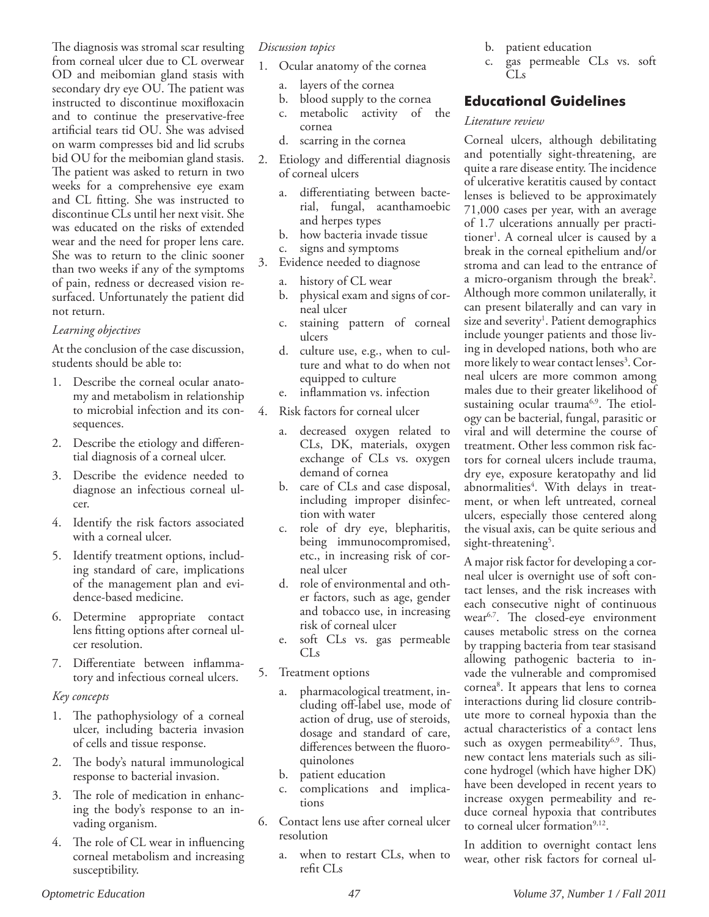The diagnosis was stromal scar resulting from corneal ulcer due to CL overwear OD and meibomian gland stasis with secondary dry eye OU. The patient was instructed to discontinue moxifloxacin and to continue the preservative-free artificial tears tid OU. She was advised on warm compresses bid and lid scrubs bid OU for the meibomian gland stasis. The patient was asked to return in two weeks for a comprehensive eye exam and CL fitting. She was instructed to discontinue CLs until her next visit. She was educated on the risks of extended wear and the need for proper lens care. She was to return to the clinic sooner than two weeks if any of the symptoms of pain, redness or decreased vision resurfaced. Unfortunately the patient did not return.

*Learning objectives*

At the conclusion of the case discussion, students should be able to:

1. Describe the corneal ocular anatomy and metabolism in relationship to microbial infection and its consequences.
2. Describe the etiology and differential diagnosis of a corneal ulcer.
3. Describe the evidence needed to diagnose an infectious corneal ulcer.
4. Identify the risk factors associated with a corneal ulcer.
5. Identify treatment options, including standard of care, implications of the management plan and evidence-based medicine.
6. Determine appropriate contact lens fitting options after corneal ulcer resolution.
7. Differentiate between inflammatory and infectious corneal ulcers.

*Key concepts*

1. The pathophysiology of a corneal ulcer, including bacteria invasion of cells and tissue response.
2. The body's natural immunological response to bacterial invasion.
3. The role of medication in enhancing the body's response to an invading organism.
4. The role of CL wear in influencing corneal metabolism and increasing susceptibility.

*Discussion topics*

1. Ocular anatomy of the cornea
   a. layers of the cornea
   b. blood supply to the cornea
   c. metabolic activity of the cornea
   d. scarring in the cornea
2. Etiology and differential diagnosis of corneal ulcers
   a. differentiating between bacterial, fungal, acanthamoebic and herpes types
   b. how bacteria invade tissue
   c. signs and symptoms
3. Evidence needed to diagnose
   a. history of CL wear
   b. physical exam and signs of corneal ulcer
   c. staining pattern of corneal ulcers
   d. culture use, e.g., when to culture and what to do when not equipped to culture
   e. inflammation vs. infection
4. Risk factors for corneal ulcer
   a. decreased oxygen related to CLs, DK, materials, oxygen exchange of CLs vs. oxygen demand of cornea
   b. care of CLs and case disposal, including improper disinfection with water
   c. role of dry eye, blepharitis, being immunocompromised, etc., in increasing risk of corneal ulcer
   d. role of environmental and other factors, such as age, gender and tobacco use, in increasing risk of corneal ulcer
   e. soft CLs vs. gas permeable CLs
5. Treatment options
   a. pharmacological treatment, including off-label use, mode of action of drug, use of steroids, dosage and standard of care, differences between the fluoroquinolones
   b. patient education
   c. complications and implications
6. Contact lens use after corneal ulcer resolution
   a. when to restart CLs, when to refit CLs
   b. patient education
   c. gas permeable CLs vs. soft CLs

## Educational Guidelines

*Literature review*

Corneal ulcers, although debilitating and potentially sight-threatening, are quite a rare disease entity. The incidence of ulcerative keratitis caused by contact lenses is believed to be approximately 71,000 cases per year, with an average of 1.7 ulcerations annually per practitioner[1]. A corneal ulcer is caused by a break in the corneal epithelium and/or stroma and can lead to the entrance of a micro-organism through the break[2]. Although more common unilaterally, it can present bilaterally and can vary in size and severity[1]. Patient demographics include younger patients and those living in developed nations, both who are more likely to wear contact lenses[3]. Corneal ulcers are more common among males due to their greater likelihood of sustaining ocular trauma[6,9]. The etiology can be bacterial, fungal, parasitic or viral and will determine the course of treatment. Other less common risk factors for corneal ulcers include trauma, dry eye, exposure keratopathy and lid abnormalities[4]. With delays in treatment, or when left untreated, corneal ulcers, especially those centered along the visual axis, can be quite serious and sight-threatening[5].

A major risk factor for developing a corneal ulcer is overnight use of soft contact lenses, and the risk increases with each consecutive night of continuous wear[6,7]. The closed-eye environment causes metabolic stress on the cornea by trapping bacteria from tear stasisand allowing pathogenic bacteria to invade the vulnerable and compromised cornea[8]. It appears that lens to cornea interactions during lid closure contribute more to corneal hypoxia than the actual characteristics of a contact lens such as oxygen permeability[6,9]. Thus, new contact lens materials such as silicone hydrogel (which have higher DK) have been developed in recent years to increase oxygen permeability and reduce corneal hypoxia that contributes to corneal ulcer formation[9,12].

In addition to overnight contact lens wear, other risk factors for corneal ul-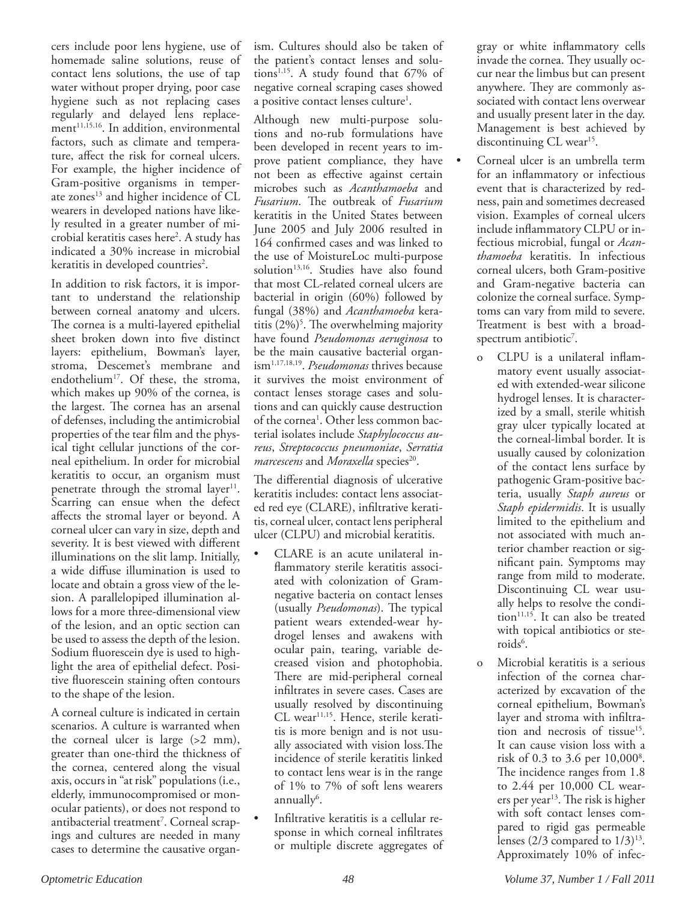cers include poor lens hygiene, use of homemade saline solutions, reuse of contact lens solutions, the use of tap water without proper drying, poor case hygiene such as not replacing cases regularly and delayed lens replacement[11,15,16]. In addition, environmental factors, such as climate and temperature, affect the risk for corneal ulcers. For example, the higher incidence of Gram-positive organisms in temperate zones[13] and higher incidence of CL wearers in developed nations have likely resulted in a greater number of microbial keratitis cases here[2]. A study has indicated a 30% increase in microbial keratitis in developed countries[2].

In addition to risk factors, it is important to understand the relationship between corneal anatomy and ulcers. The cornea is a multi-layered epithelial sheet broken down into five distinct layers: epithelium, Bowman's layer, stroma, Descemet's membrane and endothelium[17]. Of these, the stroma, which makes up 90% of the cornea, is the largest. The cornea has an arsenal of defenses, including the antimicrobial properties of the tear film and the physical tight cellular junctions of the corneal epithelium. In order for microbial keratitis to occur, an organism must penetrate through the stromal layer[11]. Scarring can ensue when the defect affects the stromal layer or beyond. A corneal ulcer can vary in size, depth and severity. It is best viewed with different illuminations on the slit lamp. Initially, a wide diffuse illumination is used to locate and obtain a gross view of the lesion. A parallelopiped illumination allows for a more three-dimensional view of the lesion, and an optic section can be used to assess the depth of the lesion. Sodium fluorescein dye is used to highlight the area of epithelial defect. Positive fluorescein staining often contours to the shape of the lesion.

A corneal culture is indicated in certain scenarios. A culture is warranted when the corneal ulcer is large (>2 mm), greater than one-third the thickness of the cornea, centered along the visual axis, occurs in "at risk" populations (i.e., elderly, immunocompromised or monocular patients), or does not respond to antibacterial treatment[7]. Corneal scrapings and cultures are needed in many cases to determine the causative organism. Cultures should also be taken of the patient's contact lenses and solutions[1,15]. A study found that 67% of negative corneal scraping cases showed a positive contact lenses culture[1].

Although new multi-purpose solutions and no-rub formulations have been developed in recent years to improve patient compliance, they have not been as effective against certain microbes such as *Acanthamoeba* and *Fusarium*. The outbreak of *Fusarium* keratitis in the United States between June 2005 and July 2006 resulted in 164 confirmed cases and was linked to the use of MoistureLoc multi-purpose solution[13,16]. Studies have also found that most CL-related corneal ulcers are bacterial in origin (60%) followed by fungal (38%) and *Acanthamoeba* keratitis (2%)[5]. The overwhelming majority have found *Pseudomonas aeruginosa* to be the main causative bacterial organism[1,17,18,19]. *Pseudomonas* thrives because it survives the moist environment of contact lenses storage cases and solutions and can quickly cause destruction of the cornea[1]. Other less common bacterial isolates include *Staphylococcus aureus*, *Streptococcus pneumoniae*, *Serratia marcescens* and *Moraxella* species[20].

The differential diagnosis of ulcerative keratitis includes: contact lens associated red eye (CLARE), infiltrative keratitis, corneal ulcer, contact lens peripheral ulcer (CLPU) and microbial keratitis.

- CLARE is an acute unilateral inflammatory sterile keratitis associated with colonization of Gram-negative bacteria on contact lenses (usually *Pseudomonas*). The typical patient wears extended-wear hydrogel lenses and awakens with ocular pain, tearing, variable decreased vision and photophobia. There are mid-peripheral corneal infiltrates in severe cases. Cases are usually resolved by discontinuing CL wear[11,15]. Hence, sterile keratitis is more benign and is not usually associated with vision loss.The incidence of sterile keratitis linked to contact lens wear is in the range of 1% to 7% of soft lens wearers annually[6].
- Infiltrative keratitis is a cellular response in which corneal infiltrates or multiple discrete aggregates of gray or white inflammatory cells invade the cornea. They usually occur near the limbus but can present anywhere. They are commonly associated with contact lens overwear and usually present later in the day. Management is best achieved by discontinuing CL wear[15].
- Corneal ulcer is an umbrella term for an inflammatory or infectious event that is characterized by redness, pain and sometimes decreased vision. Examples of corneal ulcers include inflammatory CLPU or infectious microbial, fungal or *Acanthamoeba* keratitis. In infectious corneal ulcers, both Gram-positive and Gram-negative bacteria can colonize the corneal surface. Symptoms can vary from mild to severe. Treatment is best with a broad-spectrum antibiotic[7].
  - o CLPU is a unilateral inflammatory event usually associated with extended-wear silicone hydrogel lenses. It is characterized by a small, sterile whitish gray ulcer typically located at the corneal-limbal border. It is usually caused by colonization of the contact lens surface by pathogenic Gram-positive bacteria, usually *Staph aureus* or *Staph epidermidis*. It is usually limited to the epithelium and not associated with much anterior chamber reaction or significant pain. Symptoms may range from mild to moderate. Discontinuing CL wear usually helps to resolve the condition[11,15]. It can also be treated with topical antibiotics or steroids[6].
  - o Microbial keratitis is a serious infection of the cornea characterized by excavation of the corneal epithelium, Bowman's layer and stroma with infiltration and necrosis of tissue[15]. It can cause vision loss with a risk of 0.3 to 3.6 per 10,000[8]. The incidence ranges from 1.8 to 2.44 per 10,000 CL wearers per year[13]. The risk is higher with soft contact lenses compared to rigid gas permeable lenses (2/3 compared to 1/3)[13]. Approximately 10% of infec-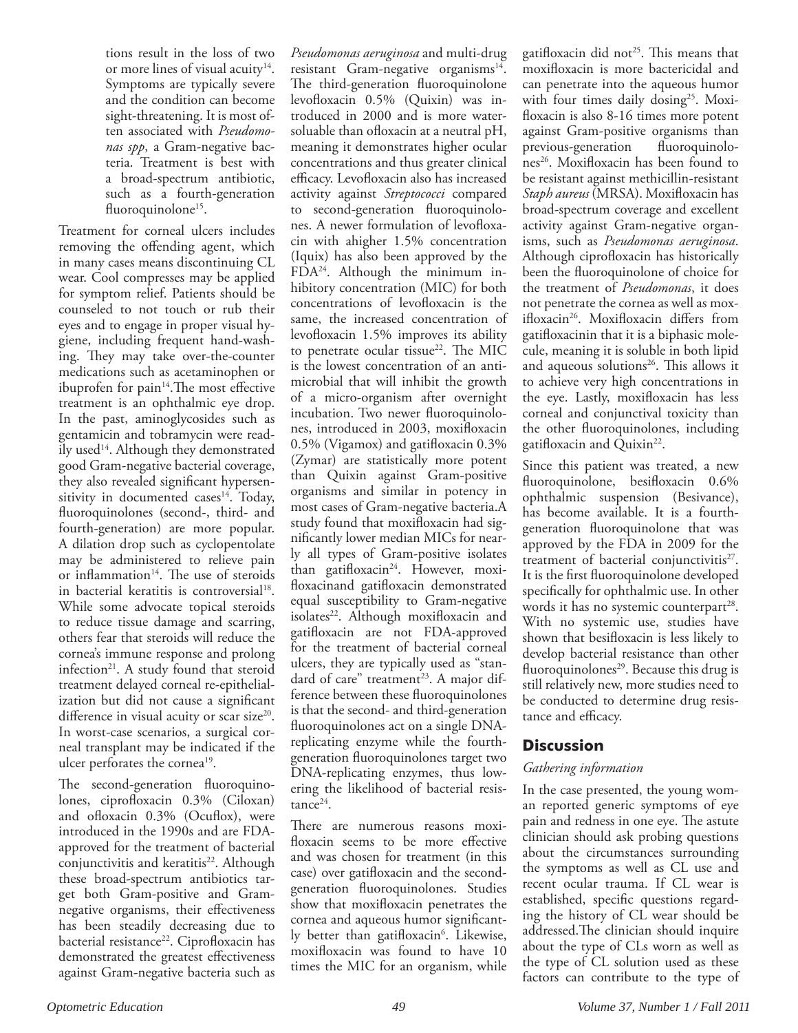tions result in the loss of two or more lines of visual acuity[14]. Symptoms are typically severe and the condition can become sight-threatening. It is most often associated with *Pseudomonas spp*, a Gram-negative bacteria. Treatment is best with a broad-spectrum antibiotic, such as a fourth-generation fluoroquinolone[15].

Treatment for corneal ulcers includes removing the offending agent, which in many cases means discontinuing CL wear. Cool compresses may be applied for symptom relief. Patients should be counseled to not touch or rub their eyes and to engage in proper visual hygiene, including frequent hand-washing. They may take over-the-counter medications such as acetaminophen or ibuprofen for pain[14].The most effective treatment is an ophthalmic eye drop. In the past, aminoglycosides such as gentamicin and tobramycin were readily used[14]. Although they demonstrated good Gram-negative bacterial coverage, they also revealed significant hypersensitivity in documented cases[14]. Today, fluoroquinolones (second-, third- and fourth-generation) are more popular. A dilation drop such as cyclopentolate may be administered to relieve pain or inflammation[14]. The use of steroids in bacterial keratitis is controversial[18]. While some advocate topical steroids to reduce tissue damage and scarring, others fear that steroids will reduce the cornea's immune response and prolong infection[21]. A study found that steroid treatment delayed corneal re-epithelialization but did not cause a significant difference in visual acuity or scar size[20]. In worst-case scenarios, a surgical corneal transplant may be indicated if the ulcer perforates the cornea[19].

The second-generation fluoroquinolones, ciprofloxacin 0.3% (Ciloxan) and ofloxacin 0.3% (Ocuflox), were introduced in the 1990s and are FDA-approved for the treatment of bacterial conjunctivitis and keratitis[22]. Although these broad-spectrum antibiotics target both Gram-positive and Gram-negative organisms, their effectiveness has been steadily decreasing due to bacterial resistance[22]. Ciprofloxacin has demonstrated the greatest effectiveness against Gram-negative bacteria such as *Pseudomonas aeruginosa* and multi-drug resistant Gram-negative organisms[14]. The third-generation fluoroquinolone levofloxacin 0.5% (Quixin) was introduced in 2000 and is more water-soluable than ofloxacin at a neutral pH, meaning it demonstrates higher ocular concentrations and thus greater clinical efficacy. Levofloxacin also has increased activity against *Streptococci* compared to second-generation fluoroquinolones. A newer formulation of levofloxacin with ahigher 1.5% concentration (Iquix) has also been approved by the FDA[24]. Although the minimum inhibitory concentration (MIC) for both concentrations of levofloxacin is the same, the increased concentration of levofloxacin 1.5% improves its ability to penetrate ocular tissue[22]. The MIC is the lowest concentration of an antimicrobial that will inhibit the growth of a micro-organism after overnight incubation. Two newer fluoroquinolones, introduced in 2003, moxifloxacin 0.5% (Vigamox) and gatifloxacin 0.3% (Zymar) are statistically more potent than Quixin against Gram-positive organisms and similar in potency in most cases of Gram-negative bacteria.A study found that moxifloxacin had significantly lower median MICs for nearly all types of Gram-positive isolates than gatifloxacin[24]. However, moxifloxacinand gatifloxacin demonstrated equal susceptibility to Gram-negative isolates[22]. Although moxifloxacin and gatifloxacin are not FDA-approved for the treatment of bacterial corneal ulcers, they are typically used as "standard of care" treatment[23]. A major difference between these fluoroquinolones is that the second- and third-generation fluoroquinolones act on a single DNA-replicating enzyme while the fourth-generation fluoroquinolones target two DNA-replicating enzymes, thus lowering the likelihood of bacterial resistance[24].

There are numerous reasons moxifloxacin seems to be more effective and was chosen for treatment (in this case) over gatifloxacin and the second-generation fluoroquinolones. Studies show that moxifloxacin penetrates the cornea and aqueous humor significantly better than gatifloxacin[6]. Likewise, moxifloxacin was found to have 10 times the MIC for an organism, while gatifloxacin did not[25]. This means that moxifloxacin is more bactericidal and can penetrate into the aqueous humor with four times daily dosing[25]. Moxifloxacin is also 8-16 times more potent against Gram-positive organisms than previous-generation fluoroquinolones[26]. Moxifloxacin has been found to be resistant against methicillin-resistant *Staph aureus* (MRSA). Moxifloxacin has broad-spectrum coverage and excellent activity against Gram-negative organisms, such as *Pseudomonas aeruginosa*. Although ciprofloxacin has historically been the fluoroquinolone of choice for the treatment of *Pseudomonas*, it does not penetrate the cornea as well as moxifloxacin[26]. Moxifloxacin differs from gatifloxacinin that it is a biphasic molecule, meaning it is soluble in both lipid and aqueous solutions[26]. This allows it to achieve very high concentrations in the eye. Lastly, moxifloxacin has less corneal and conjunctival toxicity than the other fluoroquinolones, including gatifloxacin and Quixin[22].

Since this patient was treated, a new fluoroquinolone, besifloxacin 0.6% ophthalmic suspension (Besivance), has become available. It is a fourth-generation fluoroquinolone that was approved by the FDA in 2009 for the treatment of bacterial conjunctivitis[27]. It is the first fluoroquinolone developed specifically for ophthalmic use. In other words it has no systemic counterpart[28]. With no systemic use, studies have shown that besifloxacin is less likely to develop bacterial resistance than other fluoroquinolones[29]. Because this drug is still relatively new, more studies need to be conducted to determine drug resistance and efficacy.

## Discussion

### *Gathering information*

In the case presented, the young woman reported generic symptoms of eye pain and redness in one eye. The astute clinician should ask probing questions about the circumstances surrounding the symptoms as well as CL use and recent ocular trauma. If CL wear is established, specific questions regarding the history of CL wear should be addressed.The clinician should inquire about the type of CLs worn as well as the type of CL solution used as these factors can contribute to the type of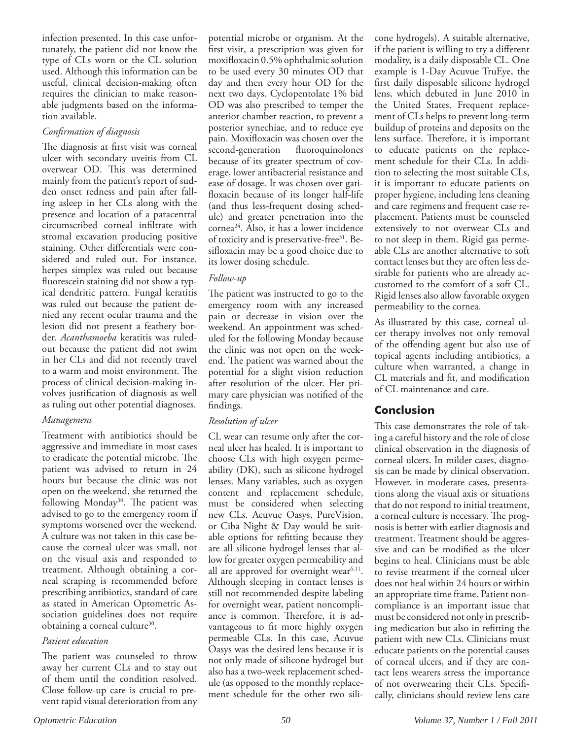infection presented. In this case unfortunately, the patient did not know the type of CLs worn or the CL solution used. Although this information can be useful, clinical decision-making often requires the clinician to make reasonable judgments based on the information available.

### *Confirmation of diagnosis*

The diagnosis at first visit was corneal ulcer with secondary uveitis from CL overwear OD. This was determined mainly from the patient's report of sudden onset redness and pain after falling asleep in her CLs along with the presence and location of a paracentral circumscribed corneal infiltrate with stromal excavation producing positive staining. Other differentials were considered and ruled out. For instance, herpes simplex was ruled out because fluorescein staining did not show a typical dendritic pattern. Fungal keratitis was ruled out because the patient denied any recent ocular trauma and the lesion did not present a feathery border. *Acanthamoeba* keratitis was ruled-out because the patient did not swim in her CLs and did not recently travel to a warm and moist environment. The process of clinical decision-making involves justification of diagnosis as well as ruling out other potential diagnoses.

### *Management*

Treatment with antibiotics should be aggressive and immediate in most cases to eradicate the potential microbe. The patient was advised to return in 24 hours but because the clinic was not open on the weekend, she returned the following Monday[30]. The patient was advised to go to the emergency room if symptoms worsened over the weekend. A culture was not taken in this case because the corneal ulcer was small, not on the visual axis and responded to treatment. Although obtaining a corneal scraping is recommended before prescribing antibiotics, standard of care as stated in American Optometric Association guidelines does not require obtaining a corneal culture[30].

### *Patient education*

The patient was counseled to throw away her current CLs and to stay out of them until the condition resolved. Close follow-up care is crucial to prevent rapid visual deterioration from any potential microbe or organism. At the first visit, a prescription was given for moxifloxacin 0.5% ophthalmic solution to be used every 30 minutes OD that day and then every hour OD for the next two days. Cyclopentolate 1% bid OD was also prescribed to temper the anterior chamber reaction, to prevent a posterior synechiae, and to reduce eye pain. Moxifloxacin was chosen over the second-generation fluoroquinolones because of its greater spectrum of coverage, lower antibacterial resistance and ease of dosage. It was chosen over gatifloxacin because of its longer half-life (and thus less-frequent dosing schedule) and greater penetration into the cornea[24]. Also, it has a lower incidence of toxicity and is preservative-free[31]. Besifloxacin may be a good choice due to its lower dosing schedule.

### *Follow-up*

The patient was instructed to go to the emergency room with any increased pain or decrease in vision over the weekend. An appointment was scheduled for the following Monday because the clinic was not open on the weekend. The patient was warned about the potential for a slight vision reduction after resolution of the ulcer. Her primary care physician was notified of the findings.

### *Resolution of ulcer*

CL wear can resume only after the corneal ulcer has healed. It is important to choose CLs with high oxygen permeability (DK), such as silicone hydrogel lenses. Many variables, such as oxygen content and replacement schedule, must be considered when selecting new CLs. Acuvue Oasys, PureVision, or Ciba Night & Day would be suitable options for refitting because they are all silicone hydrogel lenses that allow for greater oxygen permeability and all are approved for overnight wear[6,11]. Although sleeping in contact lenses is still not recommended despite labeling for overnight wear, patient noncompliance is common. Therefore, it is advantageous to fit more highly oxygen permeable CLs. In this case, Acuvue Oasys was the desired lens because it is not only made of silicone hydrogel but also has a two-week replacement schedule (as opposed to the monthly replacement schedule for the other two silicone hydrogels). A suitable alternative, if the patient is willing to try a different modality, is a daily disposable CL. One example is 1-Day Acuvue TruEye, the first daily disposable silicone hydrogel lens, which debuted in June 2010 in the United States. Frequent replacement of CLs helps to prevent long-term buildup of proteins and deposits on the lens surface. Therefore, it is important to educate patients on the replacement schedule for their CLs. In addition to selecting the most suitable CLs, it is important to educate patients on proper hygiene, including lens cleaning and care regimens and frequent case replacement. Patients must be counseled extensively to not overwear CLs and to not sleep in them. Rigid gas permeable CLs are another alternative to soft contact lenses but they are often less desirable for patients who are already accustomed to the comfort of a soft CL. Rigid lenses also allow favorable oxygen permeability to the cornea.

As illustrated by this case, corneal ulcer therapy involves not only removal of the offending agent but also use of topical agents including antibiotics, a culture when warranted, a change in CL materials and fit, and modification of CL maintenance and care.

## Conclusion

This case demonstrates the role of taking a careful history and the role of close clinical observation in the diagnosis of corneal ulcers. In milder cases, diagnosis can be made by clinical observation. However, in moderate cases, presentations along the visual axis or situations that do not respond to initial treatment, a corneal culture is necessary. The prognosis is better with earlier diagnosis and treatment. Treatment should be aggressive and can be modified as the ulcer begins to heal. Clinicians must be able to revise treatment if the corneal ulcer does not heal within 24 hours or within an appropriate time frame. Patient noncompliance is an important issue that must be considered not only in prescribing medication but also in refitting the patient with new CLs. Clinicians must educate patients on the potential causes of corneal ulcers, and if they are contact lens wearers stress the importance of not overwearing their CLs. Specifically, clinicians should review lens care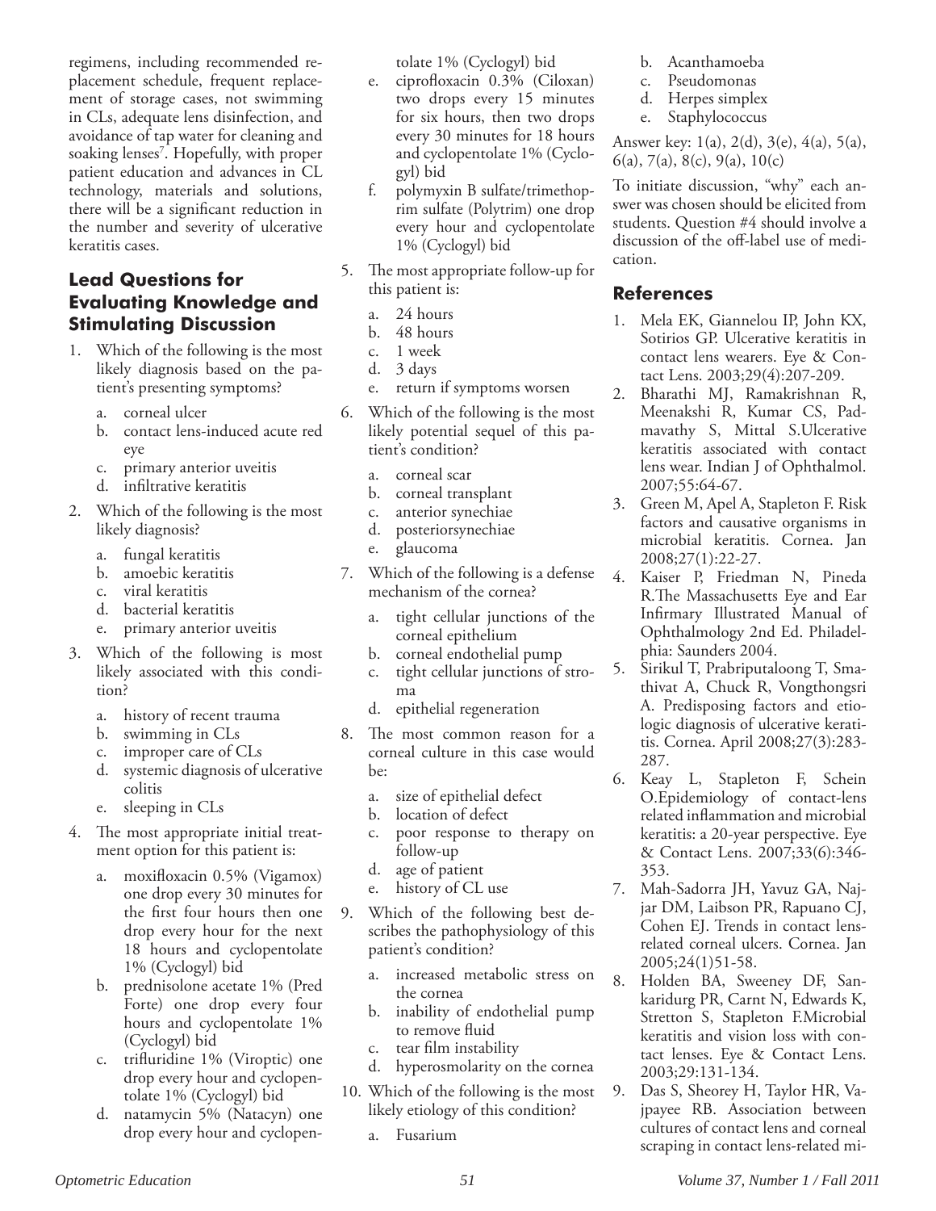regimens, including recommended replacement schedule, frequent replacement of storage cases, not swimming in CLs, adequate lens disinfection, and avoidance of tap water for cleaning and soaking lenses[7]. Hopefully, with proper patient education and advances in CL technology, materials and solutions, there will be a significant reduction in the number and severity of ulcerative keratitis cases.

## Lead Questions for Evaluating Knowledge and Stimulating Discussion

1. Which of the following is the most likely diagnosis based on the patient's presenting symptoms?
   a. corneal ulcer
   b. contact lens-induced acute red eye
   c. primary anterior uveitis
   d. infiltrative keratitis
2. Which of the following is the most likely diagnosis?
   a. fungal keratitis
   b. amoebic keratitis
   c. viral keratitis
   d. bacterial keratitis
   e. primary anterior uveitis
3. Which of the following is most likely associated with this condition?
   a. history of recent trauma
   b. swimming in CLs
   c. improper care of CLs
   d. systemic diagnosis of ulcerative colitis
   e. sleeping in CLs
4. The most appropriate initial treatment option for this patient is:
   a. moxifloxacin 0.5% (Vigamox) one drop every 30 minutes for the first four hours then one drop every hour for the next 18 hours and cyclopentolate 1% (Cyclogyl) bid
   b. prednisolone acetate 1% (Pred Forte) one drop every four hours and cyclopentolate 1% (Cyclogyl) bid
   c. trifluridine 1% (Viroptic) one drop every hour and cyclopentolate 1% (Cyclogyl) bid
   d. natamycin 5% (Natacyn) one drop every hour and cyclopentolate 1% (Cyclogyl) bid
   e. ciprofloxacin 0.3% (Ciloxan) two drops every 15 minutes for six hours, then two drops every 30 minutes for 18 hours and cyclopentolate 1% (Cyclogyl) bid
   f. polymyxin B sulfate/trimethoprim sulfate (Polytrim) one drop every hour and cyclopentolate 1% (Cyclogyl) bid
5. The most appropriate follow-up for this patient is:
   a. 24 hours
   b. 48 hours
   c. 1 week
   d. 3 days
   e. return if symptoms worsen
6. Which of the following is the most likely potential sequel of this patient's condition?
   a. corneal scar
   b. corneal transplant
   c. anterior synechiae
   d. posteriorsynechiae
   e. glaucoma
7. Which of the following is a defense mechanism of the cornea?
   a. tight cellular junctions of the corneal epithelium
   b. corneal endothelial pump
   c. tight cellular junctions of stroma
   d. epithelial regeneration
8. The most common reason for a corneal culture in this case would be:
   a. size of epithelial defect
   b. location of defect
   c. poor response to therapy on follow-up
   d. age of patient
   e. history of CL use
9. Which of the following best describes the pathophysiology of this patient's condition?
   a. increased metabolic stress on the cornea
   b. inability of endothelial pump to remove fluid
   c. tear film instability
   d. hyperosmolarity on the cornea
10. Which of the following is the most likely etiology of this condition?
    a. Fusarium
    b. Acanthamoeba
    c. Pseudomonas
    d. Herpes simplex
    e. Staphylococcus

Answer key: 1(a), 2(d), 3(e), 4(a), 5(a), 6(a), 7(a), 8(c), 9(a), 10(c)

To initiate discussion, "why" each answer was chosen should be elicited from students. Question #4 should involve a discussion of the off-label use of medication.

## References

1. Mela EK, Giannelou IP, John KX, Sotirios GP. Ulcerative keratitis in contact lens wearers. Eye & Contact Lens. 2003;29(4):207-209.
2. Bharathi MJ, Ramakrishnan R, Meenakshi R, Kumar CS, Padmavathy S, Mittal S.Ulcerative keratitis associated with contact lens wear. Indian J of Ophthalmol. 2007;55:64-67.
3. Green M, Apel A, Stapleton F. Risk factors and causative organisms in microbial keratitis. Cornea. Jan 2008;27(1):22-27.
4. Kaiser P, Friedman N, Pineda R.The Massachusetts Eye and Ear Infirmary Illustrated Manual of Ophthalmology 2nd Ed. Philadelphia: Saunders 2004.
5. Sirikul T, Prabriputaloong T, Smathivat A, Chuck R, Vongthongsri A. Predisposing factors and etiologic diagnosis of ulcerative keratitis. Cornea. April 2008;27(3):283-287.
6. Keay L, Stapleton F, Schein O.Epidemiology of contact-lens related inflammation and microbial keratitis: a 20-year perspective. Eye & Contact Lens. 2007;33(6):346-353.
7. Mah-Sadorra JH, Yavuz GA, Najjar DM, Laibson PR, Rapuano CJ, Cohen EJ. Trends in contact lens-related corneal ulcers. Cornea. Jan 2005;24(1)51-58.
8. Holden BA, Sweeney DF, Sankaridurg PR, Carnt N, Edwards K, Stretton S, Stapleton F.Microbial keratitis and vision loss with contact lenses. Eye & Contact Lens. 2003;29:131-134.
9. Das S, Sheorey H, Taylor HR, Vajpayee RB. Association between cultures of contact lens and corneal scraping in contact lens-related mi-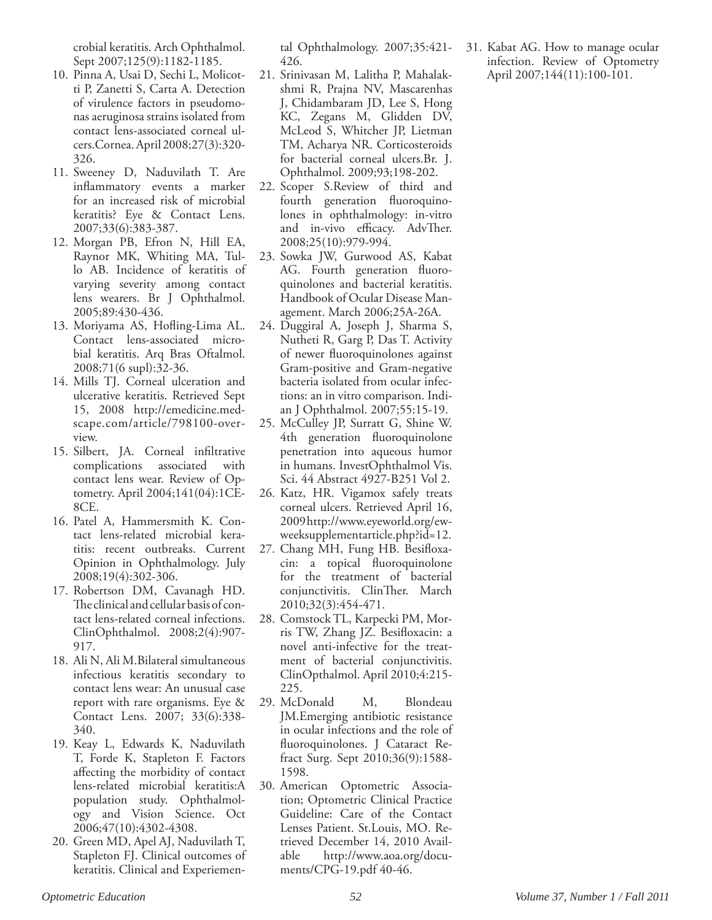crobial keratitis. Arch Ophthalmol. Sept 2007;125(9):1182-1185.

10. Pinna A, Usai D, Sechi L, Molicotti P, Zanetti S, Carta A. Detection of virulence factors in pseudomonas aeruginosa strains isolated from contact lens-associated corneal ulcers.Cornea. April 2008;27(3):320-326.
11. Sweeney D, Naduvilath T. Are inflammatory events a marker for an increased risk of microbial keratitis? Eye & Contact Lens. 2007;33(6):383-387.
12. Morgan PB, Efron N, Hill EA, Raynor MK, Whiting MA, Tullo AB. Incidence of keratitis of varying severity among contact lens wearers. Br J Ophthalmol. 2005;89:430-436.
13. Moriyama AS, Hofling-Lima AL. Contact lens-associated microbial keratitis. Arq Bras Oftalmol. 2008;71(6 supl):32-36.
14. Mills TJ. Corneal ulceration and ulcerative keratitis. Retrieved Sept 15, 2008 http://emedicine.medscape.com/article/798100-overview.
15. Silbert, JA. Corneal infiltrative complications associated with contact lens wear. Review of Optometry. April 2004;141(04):1CE-8CE.
16. Patel A, Hammersmith K. Contact lens-related microbial keratitis: recent outbreaks. Current Opinion in Ophthalmology. July 2008;19(4):302-306.
17. Robertson DM, Cavanagh HD. The clinical and cellular basis of contact lens-related corneal infections. ClinOphthalmol. 2008;2(4):907-917.
18. Ali N, Ali M.Bilateral simultaneous infectious keratitis secondary to contact lens wear: An unusual case report with rare organisms. Eye & Contact Lens. 2007; 33(6):338-340.
19. Keay L, Edwards K, Naduvilath T, Forde K, Stapleton F. Factors affecting the morbidity of contact lens-related microbial keratitis:A population study. Ophthalmology and Vision Science. Oct 2006;47(10):4302-4308.
20. Green MD, Apel AJ, Naduvilath T, Stapleton FJ. Clinical outcomes of keratitis. Clinical and Experiemental Ophthalmology. 2007;35:421-426.
21. Srinivasan M, Lalitha P, Mahalakshmi R, Prajna NV, Mascarenhas J, Chidambaram JD, Lee S, Hong KC, Zegans M, Glidden DV, McLeod S, Whitcher JP, Lietman TM, Acharya NR. Corticosteroids for bacterial corneal ulcers.Br. J. Ophthalmol. 2009;93;198-202.
22. Scoper S.Review of third and fourth generation fluoroquinolones in ophthalmology: in-vitro and in-vivo efficacy. AdvTher. 2008;25(10):979-994.
23. Sowka JW, Gurwood AS, Kabat AG. Fourth generation fluoroquinolones and bacterial keratitis. Handbook of Ocular Disease Management. March 2006;25A-26A.
24. Duggiral A, Joseph J, Sharma S, Nutheti R, Garg P, Das T. Activity of newer fluoroquinolones against Gram-positive and Gram-negative bacteria isolated from ocular infections: an in vitro comparison. Indian J Ophthalmol. 2007;55:15-19.
25. McCulley JP, Surratt G, Shine W. 4th generation fluoroquinolone penetration into aqueous humor in humans. InvestOphthalmol Vis. Sci. 44 Abstract 4927-B251 Vol 2.
26. Katz, HR. Vigamox safely treats corneal ulcers. Retrieved April 16, 2009 http://www.eyeworld.org/ewweeksupplementarticle.php?id=12.
27. Chang MH, Fung HB. Besifloxacin: a topical fluoroquinolone for the treatment of bacterial conjunctivitis. ClinTher. March 2010;32(3):454-471.
28. Comstock TL, Karpecki PM, Morris TW, Zhang JZ. Besifloxacin: a novel anti-infective for the treatment of bacterial conjunctivitis. ClinOpthalmol. April 2010;4:215-225.
29. McDonald M, Blondeau JM.Emerging antibiotic resistance in ocular infections and the role of fluoroquinolones. J Cataract Refract Surg. Sept 2010;36(9):1588-1598.
30. American Optometric Association; Optometric Clinical Practice Guideline: Care of the Contact Lenses Patient. St.Louis, MO. Retrieved December 14, 2010 Available http://www.aoa.org/documents/CPG-19.pdf 40-46.
31. Kabat AG. How to manage ocular infection. Review of Optometry April 2007;144(11):100-101.